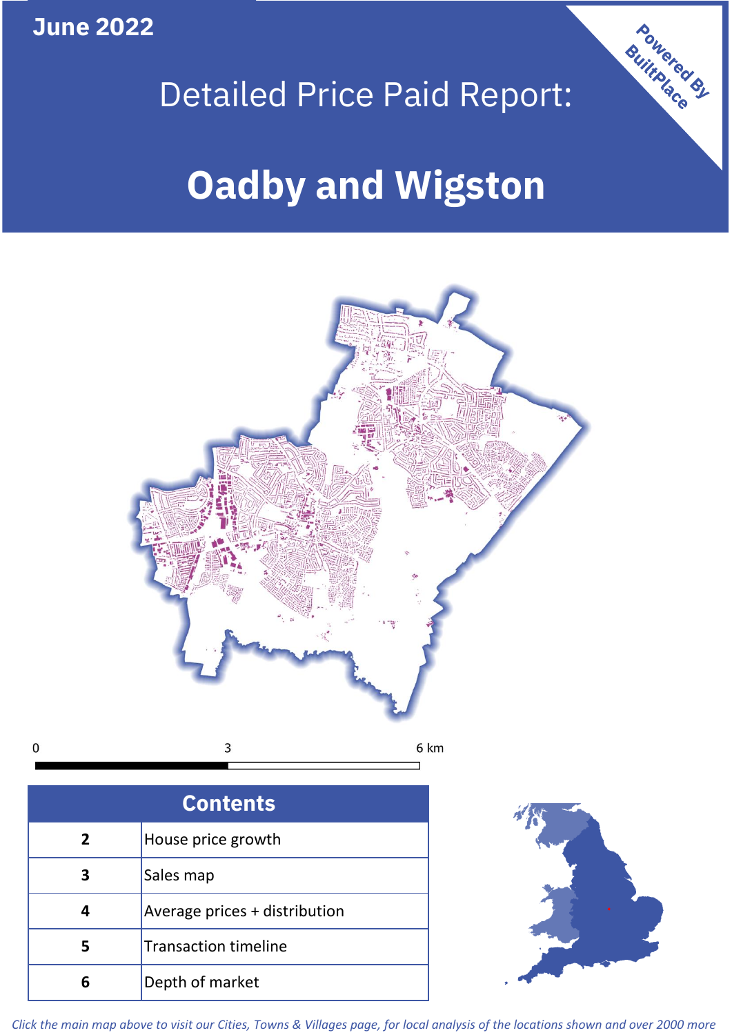June 2022

# Detailed Price Paid Report:

# Oadby and Wigston

Powered By BuiltPlace

0 3 6 km

| Contents | |
|---|---|
| 2 | House price growth |
| 3 | Sales map |
| 4 | Average prices + distribution |
| 5 | Transaction timeline |
| 6 | Depth of market |

*Click the main map above to visit our Cities, Towns & Villages page, for local analysis of the locations shown and over 2000 more*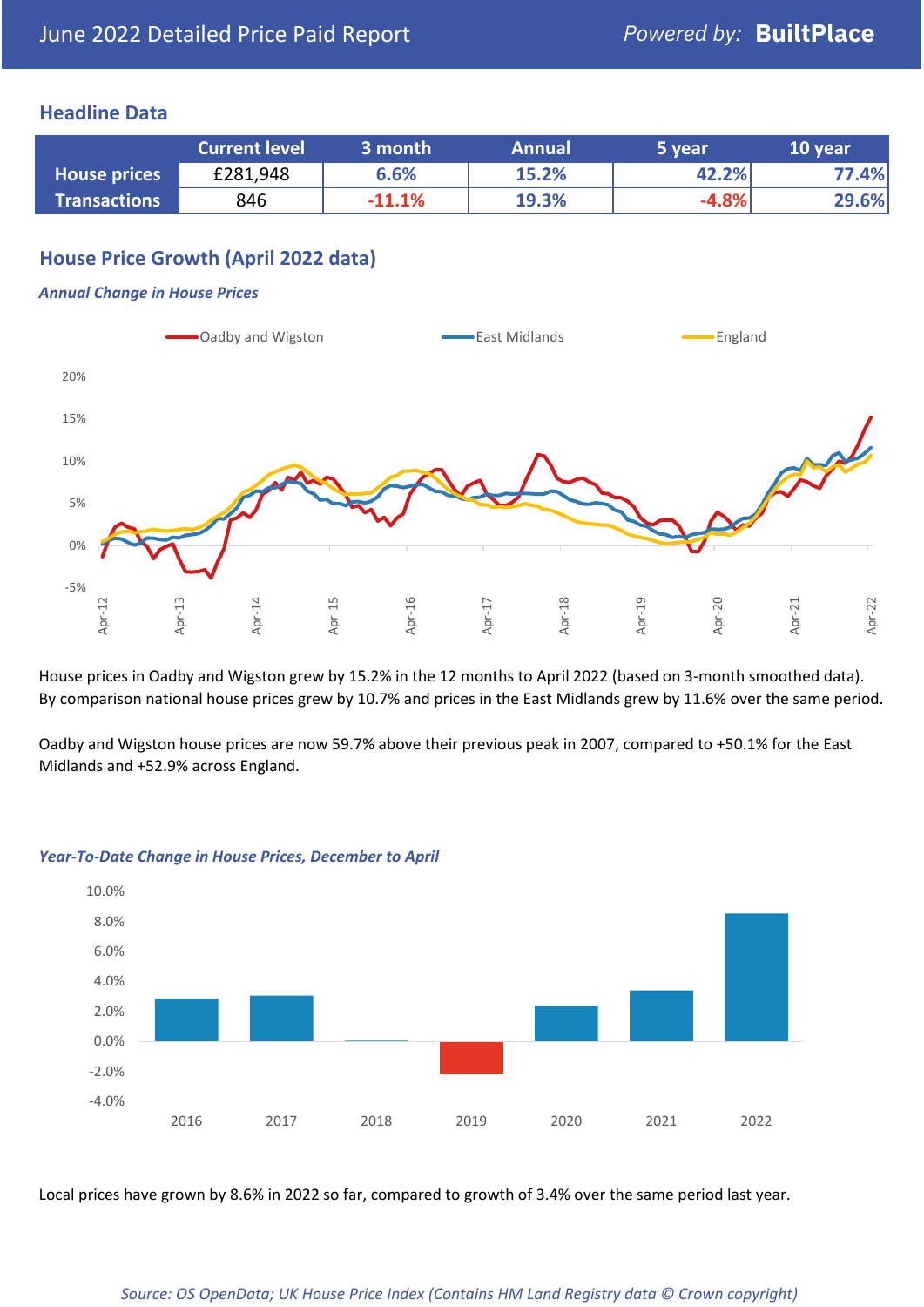June 2022 Detailed Price Paid Report

*Powered by:* **BuiltPlace**

## Headline Data

| | Current level | 3 month | Annual | 5 year | 10 year |
|---|---|---|---|---|---|
| **House prices** | £281,948 | 6.6% | 15.2% | 42.2% | 77.4% |
| **Transactions** | 846 | -11.1% | 19.3% | -4.8% | 29.6% |

## House Price Growth (April 2022 data)

### *Annual Change in House Prices*

Oadby and Wigston
East Midlands
England

20%
15%
10%
5%
0%
-5%

Apr-12
Apr-13
Apr-14
Apr-15
Apr-16
Apr-17
Apr-18
Apr-19
Apr-20
Apr-21
Apr-22

House prices in Oadby and Wigston grew by 15.2% in the 12 months to April 2022 (based on 3-month smoothed data). By comparison national house prices grew by 10.7% and prices in the East Midlands grew by 11.6% over the same period.

Oadby and Wigston house prices are now 59.7% above their previous peak in 2007, compared to +50.1% for the East Midlands and +52.9% across England.

### *Year-To-Date Change in House Prices, December to April*

10.0%
8.0%
6.0%
4.0%
2.0%
0.0%
-2.0%
-4.0%

2016
2017
2018
2019
2020
2021
2022

Local prices have grown by 8.6% in 2022 so far, compared to growth of 3.4% over the same period last year.

*Source: OS OpenData; UK House Price Index (Contains HM Land Registry data © Crown copyright)*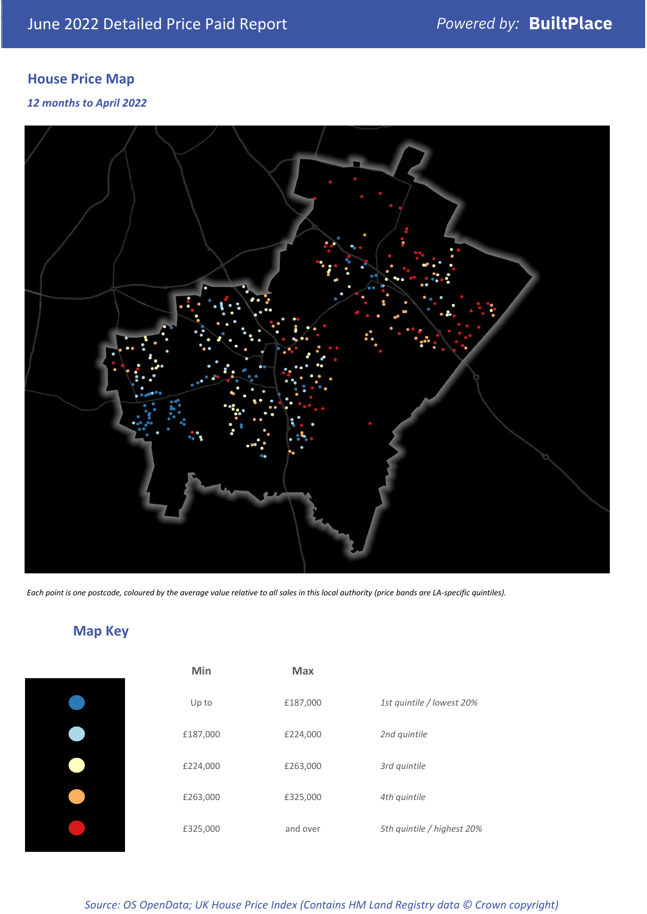June 2022 Detailed Price Paid Report

*Powered by:* **BuiltPlace**

## House Price Map

***12 months to April 2022***

*Each point is one postcode, coloured by the average value relative to all sales in this local authority (price bands are LA-specific quintiles).*

## Map Key

| | Min | Max | |
|---|---|---|---|
| Dark blue | Up to | £187,000 | *1st quintile / lowest 20%* |
| Light blue | £187,000 | £224,000 | *2nd quintile* |
| Pale yellow | £224,000 | £263,000 | *3rd quintile* |
| Orange | £263,000 | £325,000 | *4th quintile* |
| Red | £325,000 | and over | *5th quintile / highest 20%* |

*Source: OS OpenData; UK House Price Index (Contains HM Land Registry data © Crown copyright)*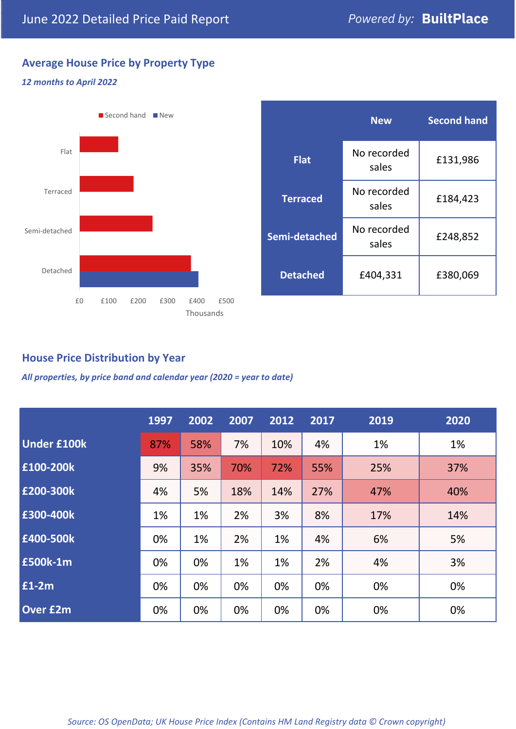June 2022 Detailed Price Paid Report

*Powered by:* **BuiltPlace**

## Average House Price by Property Type

***12 months to April 2022***

Second hand New

Flat

Terraced

Semi-detached

Detached

£0 £100 £200 £300 £400 £500

Thousands

| | New | Second hand |
|---|---|---|
| **Flat** | No recorded sales | £131,986 |
| **Terraced** | No recorded sales | £184,423 |
| **Semi-detached** | No recorded sales | £248,852 |
| **Detached** | £404,331 | £380,069 |

## House Price Distribution by Year

***All properties, by price band and calendar year (2020 = year to date)***

| | 1997 | 2002 | 2007 | 2012 | 2017 | 2019 | 2020 |
|---|---|---|---|---|---|---|---|
| **Under £100k** | 87% | 58% | 7% | 10% | 4% | 1% | 1% |
| **£100-200k** | 9% | 35% | 70% | 72% | 55% | 25% | 37% |
| **£200-300k** | 4% | 5% | 18% | 14% | 27% | 47% | 40% |
| **£300-400k** | 1% | 1% | 2% | 3% | 8% | 17% | 14% |
| **£400-500k** | 0% | 1% | 2% | 1% | 4% | 6% | 5% |
| **£500k-1m** | 0% | 0% | 1% | 1% | 2% | 4% | 3% |
| **£1-2m** | 0% | 0% | 0% | 0% | 0% | 0% | 0% |
| **Over £2m** | 0% | 0% | 0% | 0% | 0% | 0% | 0% |

*Source: OS OpenData; UK House Price Index (Contains HM Land Registry data © Crown copyright)*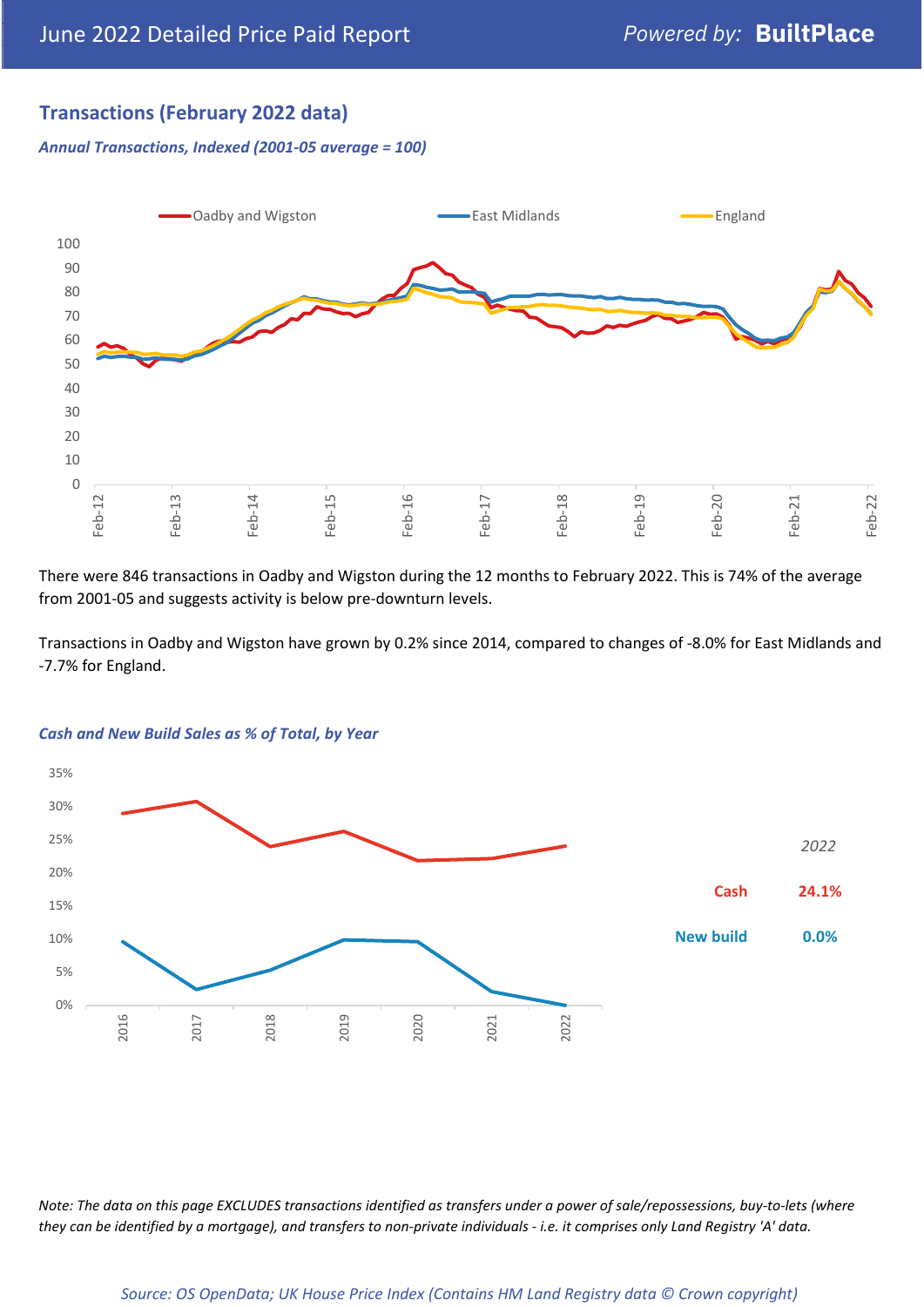## Transactions (February 2022 data)

*Annual Transactions, Indexed (2001-05 average = 100)*

Oadby and Wigston
East Midlands
England

100
90
80
70
60
50
40
30
20
10
0

Feb-12
Feb-13
Feb-14
Feb-15
Feb-16
Feb-17
Feb-18
Feb-19
Feb-20
Feb-21
Feb-22

There were 846 transactions in Oadby and Wigston during the 12 months to February 2022. This is 74% of the average from 2001-05 and suggests activity is below pre-downturn levels.

Transactions in Oadby and Wigston have grown by 0.2% since 2014, compared to changes of -8.0% for East Midlands and -7.7% for England.

*Cash and New Build Sales as % of Total, by Year*

35%
30%
25%
20%
15%
10%
5%
0%

2016
2017
2018
2019
2020
2021
2022

*2022*

Cash 24.1%

New build 0.0%

*Note: The data on this page EXCLUDES transactions identified as transfers under a power of sale/repossessions, buy-to-lets (where they can be identified by a mortgage), and transfers to non-private individuals - i.e. it comprises only Land Registry 'A' data.*

*Source: OS OpenData; UK House Price Index (Contains HM Land Registry data © Crown copyright)*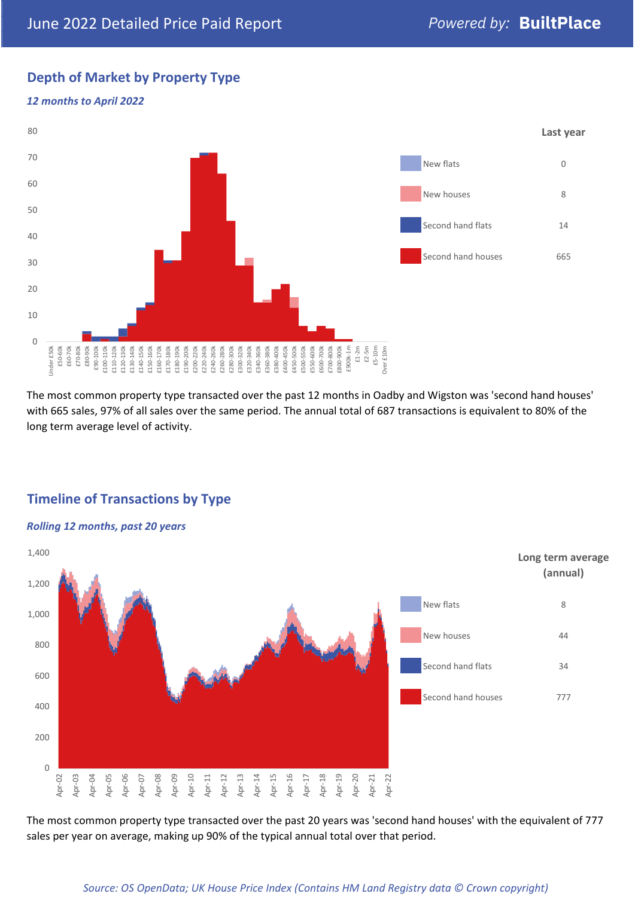June 2022 Detailed Price Paid Report

*Powered by:* **BuiltPlace**

## Depth of Market by Property Type

*12 months to April 2022*

80
70
60
50
40
30
20
10
0

Under £50k, £50-60k, £60-70k, £70-80k, £80-90k, £90-100k, £100-110k, £110-120k, £120-130k, £130-140k, £140-150k, £150-160k, £160-170k, £170-180k, £180-190k, £190-200k, £200-220k, £220-240k, £240-260k, £260-280k, £280-300k, £300-320k, £320-340k, £340-360k, £360-380k, £380-400k, £400-450k, £450-500k, £500-550k, £550-600k, £600-700k, £700-800k, £800-900k, £900k-1m, £1-2m, £2-5m, £5-10m, Over £10m

Last year

New flats 0
New houses 8
Second hand flats 14
Second hand houses 665

The most common property type transacted over the past 12 months in Oadby and Wigston was 'second hand houses' with 665 sales, 97% of all sales over the same period. The annual total of 687 transactions is equivalent to 80% of the long term average level of activity.

## Timeline of Transactions by Type

*Rolling 12 months, past 20 years*

1,400
1,200
1,000
800
600
400
200
0

Apr-02, Apr-03, Apr-04, Apr-05, Apr-06, Apr-07, Apr-08, Apr-09, Apr-10, Apr-11, Apr-12, Apr-13, Apr-14, Apr-15, Apr-16, Apr-17, Apr-18, Apr-19, Apr-20, Apr-21, Apr-22

Long term average (annual)

New flats 8
New houses 44
Second hand flats 34
Second hand houses 777

The most common property type transacted over the past 20 years was 'second hand houses' with the equivalent of 777 sales per year on average, making up 90% of the typical annual total over that period.

*Source: OS OpenData; UK House Price Index (Contains HM Land Registry data © Crown copyright)*